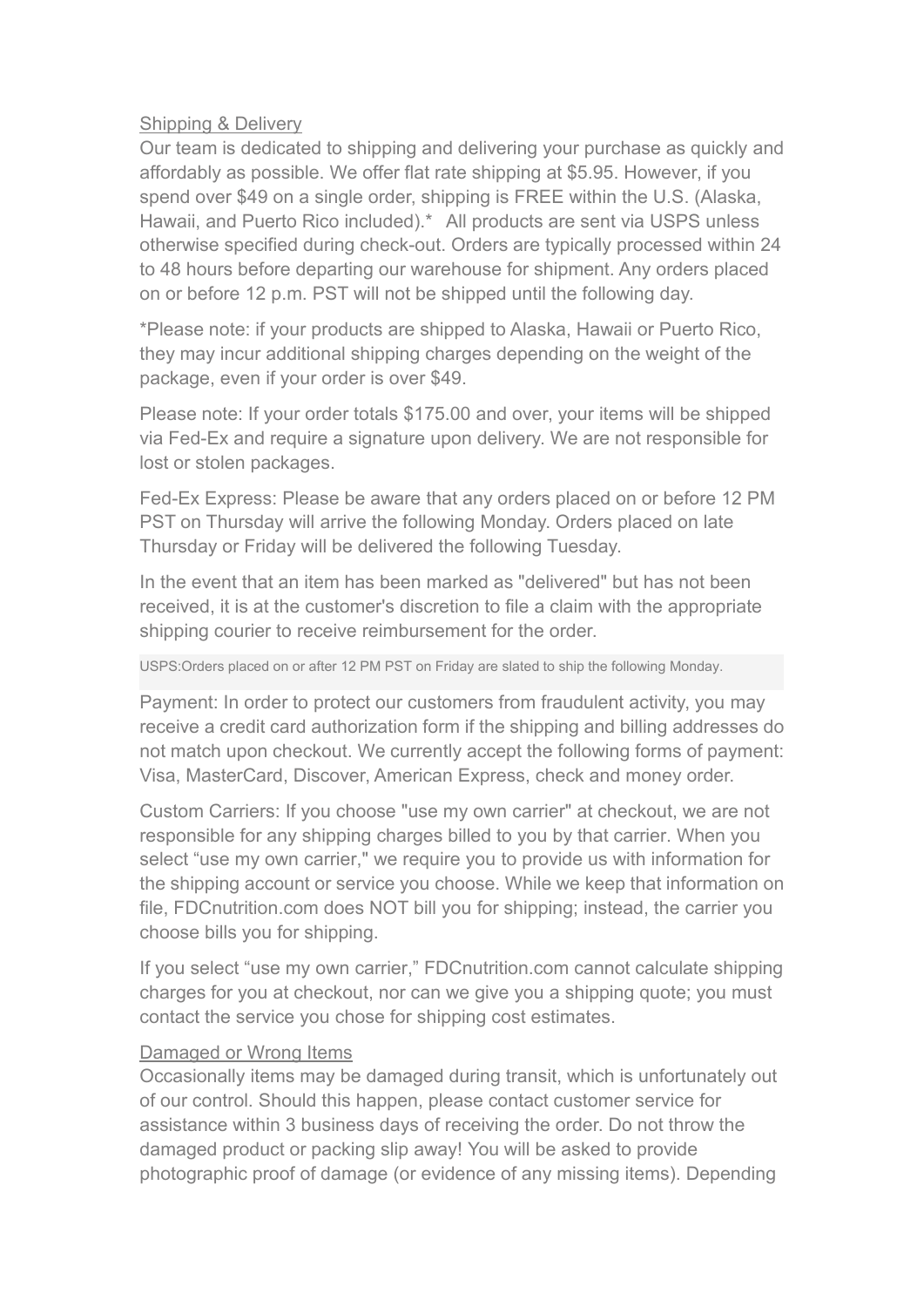## Shipping & Delivery

Our team is dedicated to shipping and delivering your purchase as quickly and affordably as possible. We offer flat rate shipping at $5.95. However, if you spend over $49 on a single order, shipping is FREE within the U.S. (Alaska, Hawaii, and Puerto Rico included).* All products are sent via USPS unless otherwise specified during check-out. Orders are typically processed within 24 to 48 hours before departing our warehouse for shipment. Any orders placed on or before 12 p.m. PST will not be shipped until the following day.

*Please note: if your products are shipped to Alaska, Hawaii or Puerto Rico, they may incur additional shipping charges depending on the weight of the package, even if your order is over $49.

Please note: If your order totals $175.00 and over, your items will be shipped via Fed-Ex and require a signature upon delivery. We are not responsible for lost or stolen packages.

Fed-Ex Express: Please be aware that any orders placed on or before 12 PM PST on Thursday will arrive the following Monday. Orders placed on late Thursday or Friday will be delivered the following Tuesday.

In the event that an item has been marked as "delivered" but has not been received, it is at the customer's discretion to file a claim with the appropriate shipping courier to receive reimbursement for the order.

USPS:Orders placed on or after 12 PM PST on Friday are slated to ship the following Monday.

Payment: In order to protect our customers from fraudulent activity, you may receive a credit card authorization form if the shipping and billing addresses do not match upon checkout. We currently accept the following forms of payment: Visa, MasterCard, Discover, American Express, check and money order.

Custom Carriers: If you choose "use my own carrier" at checkout, we are not responsible for any shipping charges billed to you by that carrier. When you select "use my own carrier," we require you to provide us with information for the shipping account or service you choose. While we keep that information on file, FDCnutrition.com does NOT bill you for shipping; instead, the carrier you choose bills you for shipping.

If you select "use my own carrier," FDCnutrition.com cannot calculate shipping charges for you at checkout, nor can we give you a shipping quote; you must contact the service you chose for shipping cost estimates.

## Damaged or Wrong Items

Occasionally items may be damaged during transit, which is unfortunately out of our control. Should this happen, please contact customer service for assistance within 3 business days of receiving the order. Do not throw the damaged product or packing slip away! You will be asked to provide photographic proof of damage (or evidence of any missing items). Depending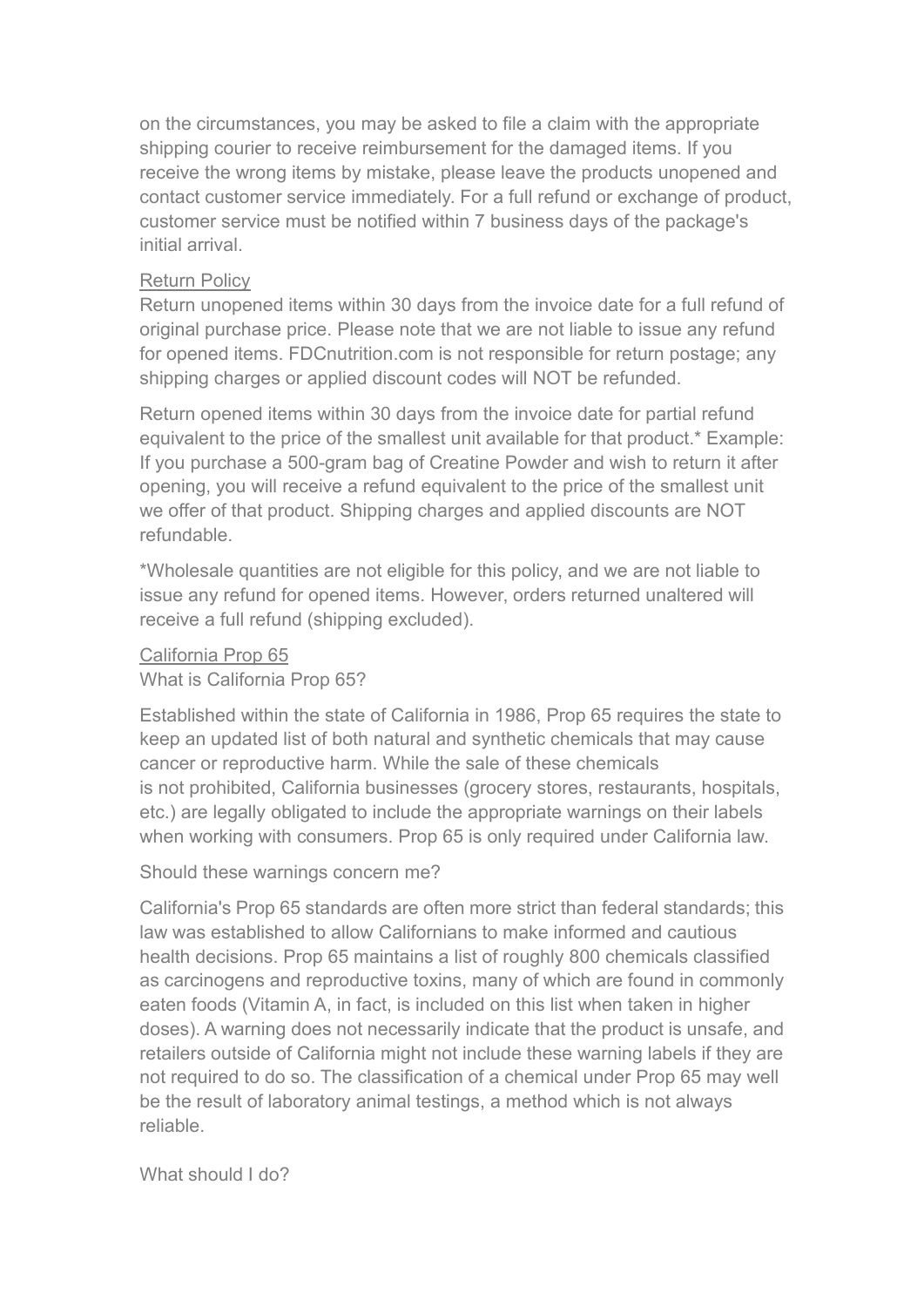on the circumstances, you may be asked to file a claim with the appropriate shipping courier to receive reimbursement for the damaged items. If you receive the wrong items by mistake, please leave the products unopened and contact customer service immediately. For a full refund or exchange of product, customer service must be notified within 7 business days of the package's initial arrival.

## Return Policy

Return unopened items within 30 days from the invoice date for a full refund of original purchase price. Please note that we are not liable to issue any refund for opened items. FDCnutrition.com is not responsible for return postage; any shipping charges or applied discount codes will NOT be refunded.

Return opened items within 30 days from the invoice date for partial refund equivalent to the price of the smallest unit available for that product.* Example: If you purchase a 500-gram bag of Creatine Powder and wish to return it after opening, you will receive a refund equivalent to the price of the smallest unit we offer of that product. Shipping charges and applied discounts are NOT refundable.

*Wholesale quantities are not eligible for this policy, and we are not liable to issue any refund for opened items. However, orders returned unaltered will receive a full refund (shipping excluded).

## California Prop 65

What is California Prop 65?

Established within the state of California in 1986, Prop 65 requires the state to keep an updated list of both natural and synthetic chemicals that may cause cancer or reproductive harm. While the sale of these chemicals is not prohibited, California businesses (grocery stores, restaurants, hospitals, etc.) are legally obligated to include the appropriate warnings on their labels when working with consumers. Prop 65 is only required under California law.

Should these warnings concern me?

California's Prop 65 standards are often more strict than federal standards; this law was established to allow Californians to make informed and cautious health decisions. Prop 65 maintains a list of roughly 800 chemicals classified as carcinogens and reproductive toxins, many of which are found in commonly eaten foods (Vitamin A, in fact, is included on this list when taken in higher doses). A warning does not necessarily indicate that the product is unsafe, and retailers outside of California might not include these warning labels if they are not required to do so. The classification of a chemical under Prop 65 may well be the result of laboratory animal testings, a method which is not always reliable.

What should I do?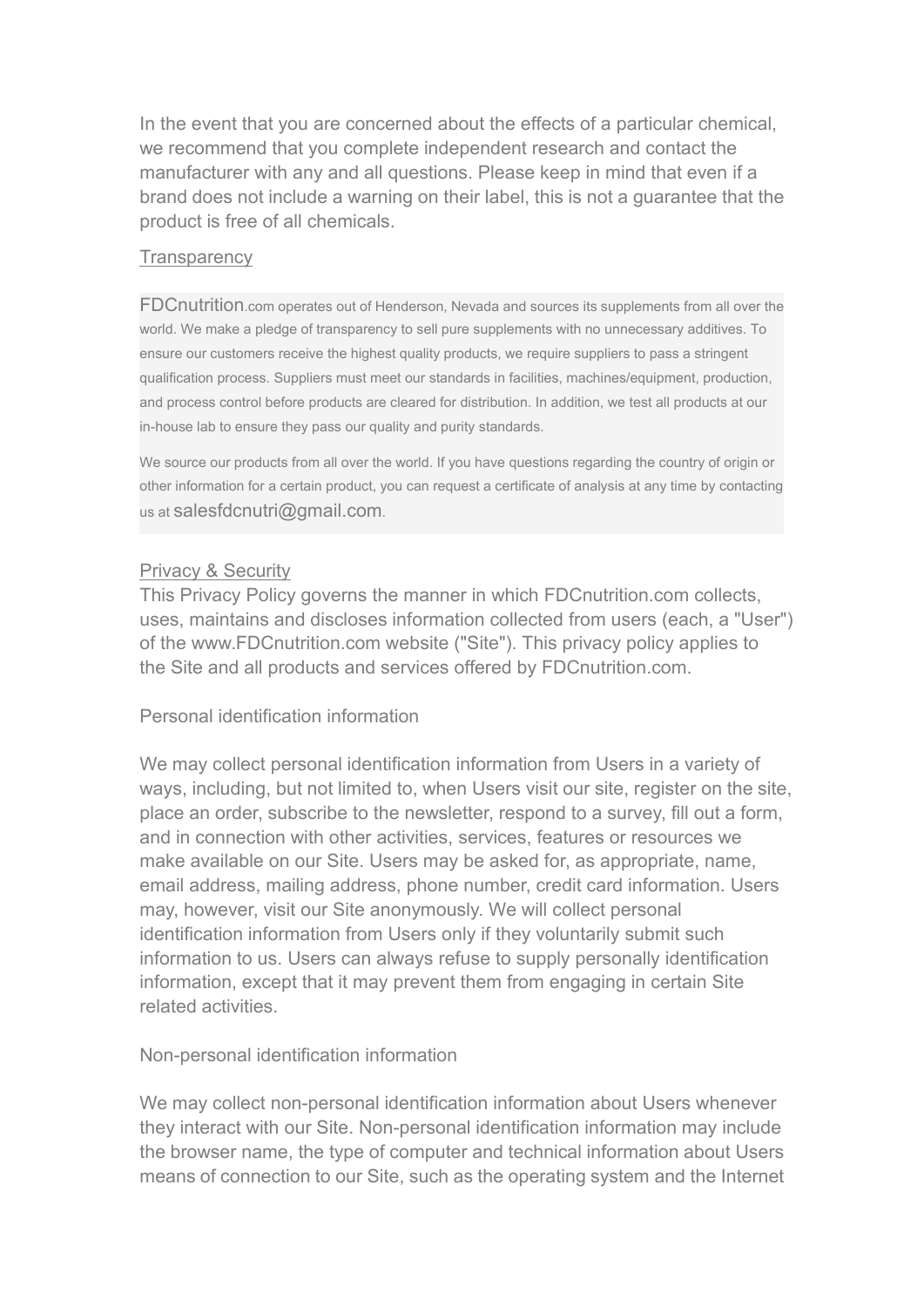In the event that you are concerned about the effects of a particular chemical, we recommend that you complete independent research and contact the manufacturer with any and all questions. Please keep in mind that even if a brand does not include a warning on their label, this is not a guarantee that the product is free of all chemicals.

## Transparency

FDCnutrition.com operates out of Henderson, Nevada and sources its supplements from all over the world. We make a pledge of transparency to sell pure supplements with no unnecessary additives. To ensure our customers receive the highest quality products, we require suppliers to pass a stringent qualification process. Suppliers must meet our standards in facilities, machines/equipment, production, and process control before products are cleared for distribution. In addition, we test all products at our in-house lab to ensure they pass our quality and purity standards.

We source our products from all over the world. If you have questions regarding the country of origin or other information for a certain product, you can request a certificate of analysis at any time by contacting us at salesfdcnutri@gmail.com.

## Privacy & Security

This Privacy Policy governs the manner in which FDCnutrition.com collects, uses, maintains and discloses information collected from users (each, a "User") of the www.FDCnutrition.com website ("Site"). This privacy policy applies to the Site and all products and services offered by FDCnutrition.com.

### Personal identification information

We may collect personal identification information from Users in a variety of ways, including, but not limited to, when Users visit our site, register on the site, place an order, subscribe to the newsletter, respond to a survey, fill out a form, and in connection with other activities, services, features or resources we make available on our Site. Users may be asked for, as appropriate, name, email address, mailing address, phone number, credit card information. Users may, however, visit our Site anonymously. We will collect personal identification information from Users only if they voluntarily submit such information to us. Users can always refuse to supply personally identification information, except that it may prevent them from engaging in certain Site related activities.

### Non-personal identification information

We may collect non-personal identification information about Users whenever they interact with our Site. Non-personal identification information may include the browser name, the type of computer and technical information about Users means of connection to our Site, such as the operating system and the Internet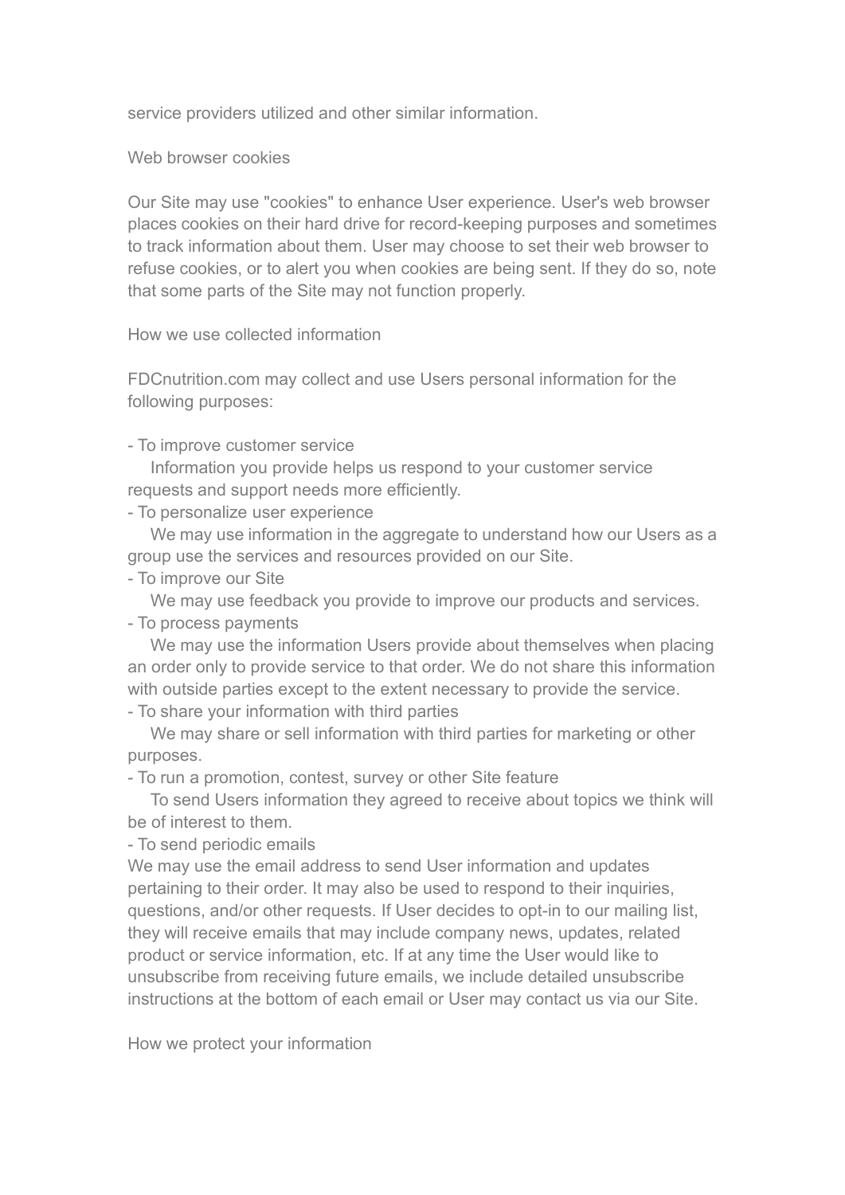service providers utilized and other similar information.

## Web browser cookies

Our Site may use "cookies" to enhance User experience. User's web browser places cookies on their hard drive for record-keeping purposes and sometimes to track information about them. User may choose to set their web browser to refuse cookies, or to alert you when cookies are being sent. If they do so, note that some parts of the Site may not function properly.

## How we use collected information

FDCnutrition.com may collect and use Users personal information for the following purposes:

- To improve customer service
  Information you provide helps us respond to your customer service requests and support needs more efficiently.
- To personalize user experience
  We may use information in the aggregate to understand how our Users as a group use the services and resources provided on our Site.
- To improve our Site
  We may use feedback you provide to improve our products and services.
- To process payments
  We may use the information Users provide about themselves when placing an order only to provide service to that order. We do not share this information with outside parties except to the extent necessary to provide the service.
- To share your information with third parties
  We may share or sell information with third parties for marketing or other purposes.
- To run a promotion, contest, survey or other Site feature
  To send Users information they agreed to receive about topics we think will be of interest to them.
- To send periodic emails
  We may use the email address to send User information and updates pertaining to their order. It may also be used to respond to their inquiries, questions, and/or other requests. If User decides to opt-in to our mailing list, they will receive emails that may include company news, updates, related product or service information, etc. If at any time the User would like to unsubscribe from receiving future emails, we include detailed unsubscribe instructions at the bottom of each email or User may contact us via our Site.

## How we protect your information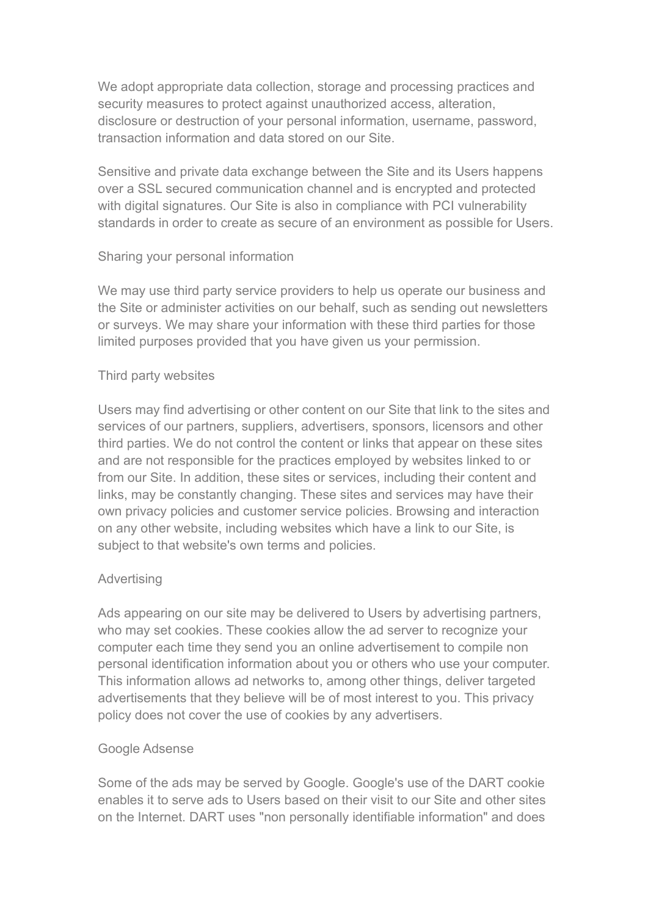We adopt appropriate data collection, storage and processing practices and security measures to protect against unauthorized access, alteration, disclosure or destruction of your personal information, username, password, transaction information and data stored on our Site.

Sensitive and private data exchange between the Site and its Users happens over a SSL secured communication channel and is encrypted and protected with digital signatures. Our Site is also in compliance with PCI vulnerability standards in order to create as secure of an environment as possible for Users.

## Sharing your personal information

We may use third party service providers to help us operate our business and the Site or administer activities on our behalf, such as sending out newsletters or surveys. We may share your information with these third parties for those limited purposes provided that you have given us your permission.

## Third party websites

Users may find advertising or other content on our Site that link to the sites and services of our partners, suppliers, advertisers, sponsors, licensors and other third parties. We do not control the content or links that appear on these sites and are not responsible for the practices employed by websites linked to or from our Site. In addition, these sites or services, including their content and links, may be constantly changing. These sites and services may have their own privacy policies and customer service policies. Browsing and interaction on any other website, including websites which have a link to our Site, is subject to that website's own terms and policies.

## Advertising

Ads appearing on our site may be delivered to Users by advertising partners, who may set cookies. These cookies allow the ad server to recognize your computer each time they send you an online advertisement to compile non personal identification information about you or others who use your computer. This information allows ad networks to, among other things, deliver targeted advertisements that they believe will be of most interest to you. This privacy policy does not cover the use of cookies by any advertisers.

## Google Adsense

Some of the ads may be served by Google. Google's use of the DART cookie enables it to serve ads to Users based on their visit to our Site and other sites on the Internet. DART uses "non personally identifiable information" and does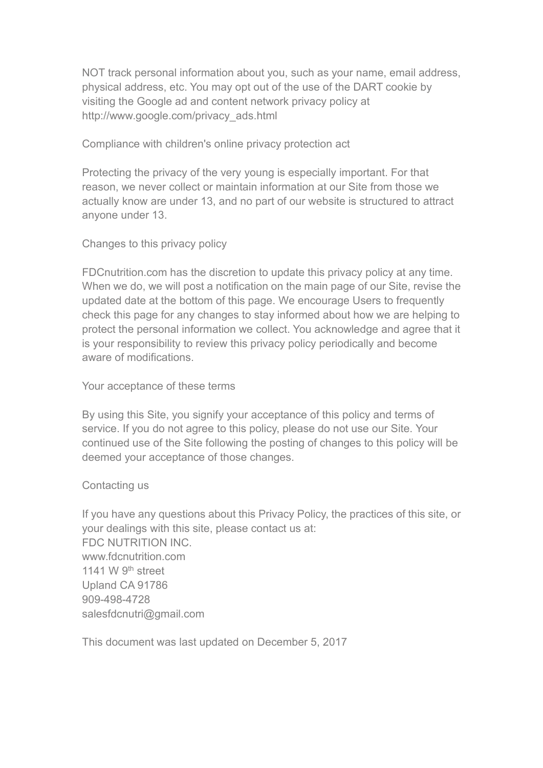NOT track personal information about you, such as your name, email address, physical address, etc. You may opt out of the use of the DART cookie by visiting the Google ad and content network privacy policy at http://www.google.com/privacy_ads.html

## Compliance with children's online privacy protection act

Protecting the privacy of the very young is especially important. For that reason, we never collect or maintain information at our Site from those we actually know are under 13, and no part of our website is structured to attract anyone under 13.

## Changes to this privacy policy

FDCnutrition.com has the discretion to update this privacy policy at any time. When we do, we will post a notification on the main page of our Site, revise the updated date at the bottom of this page. We encourage Users to frequently check this page for any changes to stay informed about how we are helping to protect the personal information we collect. You acknowledge and agree that it is your responsibility to review this privacy policy periodically and become aware of modifications.

## Your acceptance of these terms

By using this Site, you signify your acceptance of this policy and terms of service. If you do not agree to this policy, please do not use our Site. Your continued use of the Site following the posting of changes to this policy will be deemed your acceptance of those changes.

## Contacting us

If you have any questions about this Privacy Policy, the practices of this site, or your dealings with this site, please contact us at:
FDC NUTRITION INC.
www.fdcnutrition.com
1141 W 9th street
Upland CA 91786
909-498-4728
salesfdcnutri@gmail.com

This document was last updated on December 5, 2017